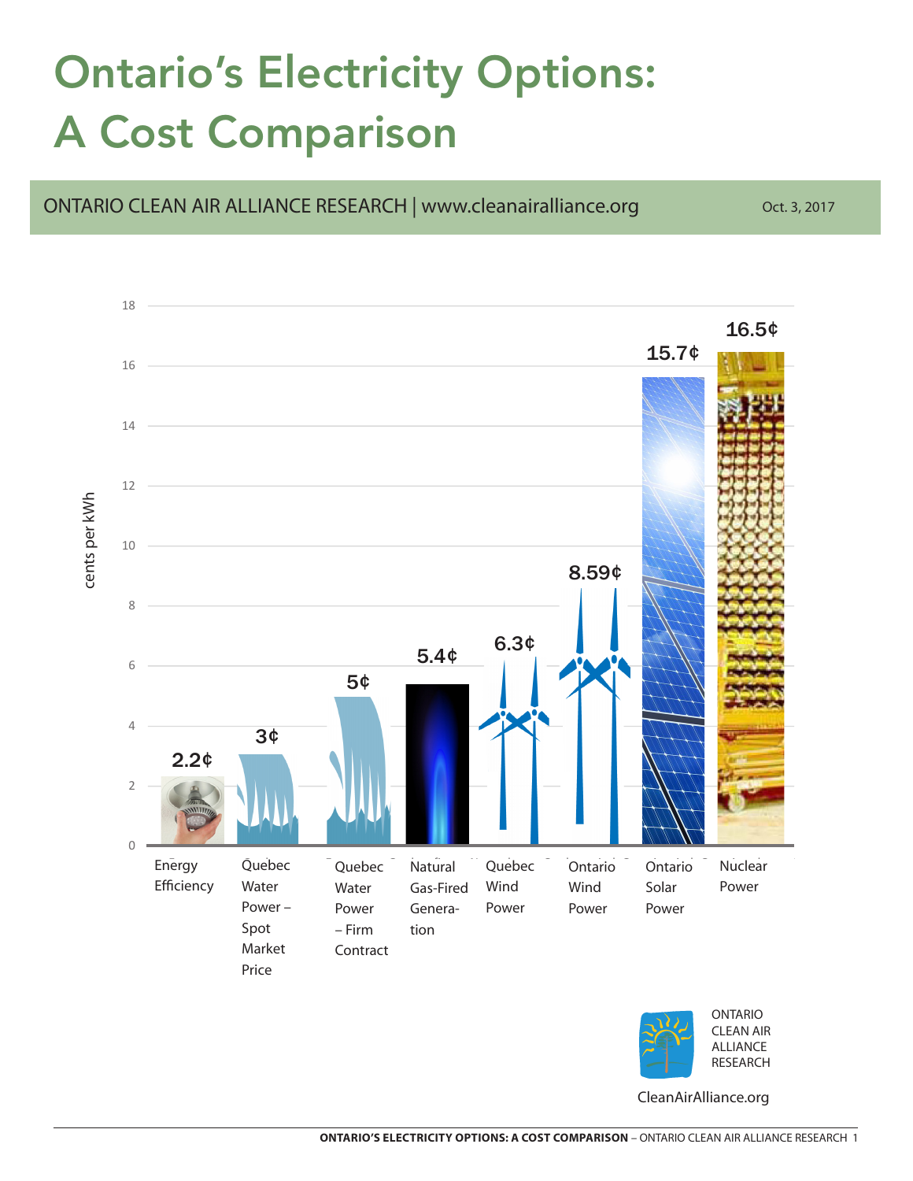# Ontario's Electricity Options: A Cost Comparison

ONTARIO CLEAN AIR ALLIANCE RESEARCH | www.cleanairalliance.org

Oct. 3, 2017

| Option | cents per kWh |
|---|---|
| Energy Efficiency | 2.2¢ |
| Quebec Water Power – Spot Market Price | 3¢ |
| Quebec Water Power – Firm Contract | 5¢ |
| Natural Gas-Fired Generation | 5.4¢ |
| Quebec Wind Power | 6.3¢ |
| Ontario Wind Power | 8.59¢ |
| Ontario Solar Power | 15.7¢ |
| Nuclear Power | 16.5¢ |

ONTARIO CLEAN AIR ALLIANCE RESEARCH

CleanAirAlliance.org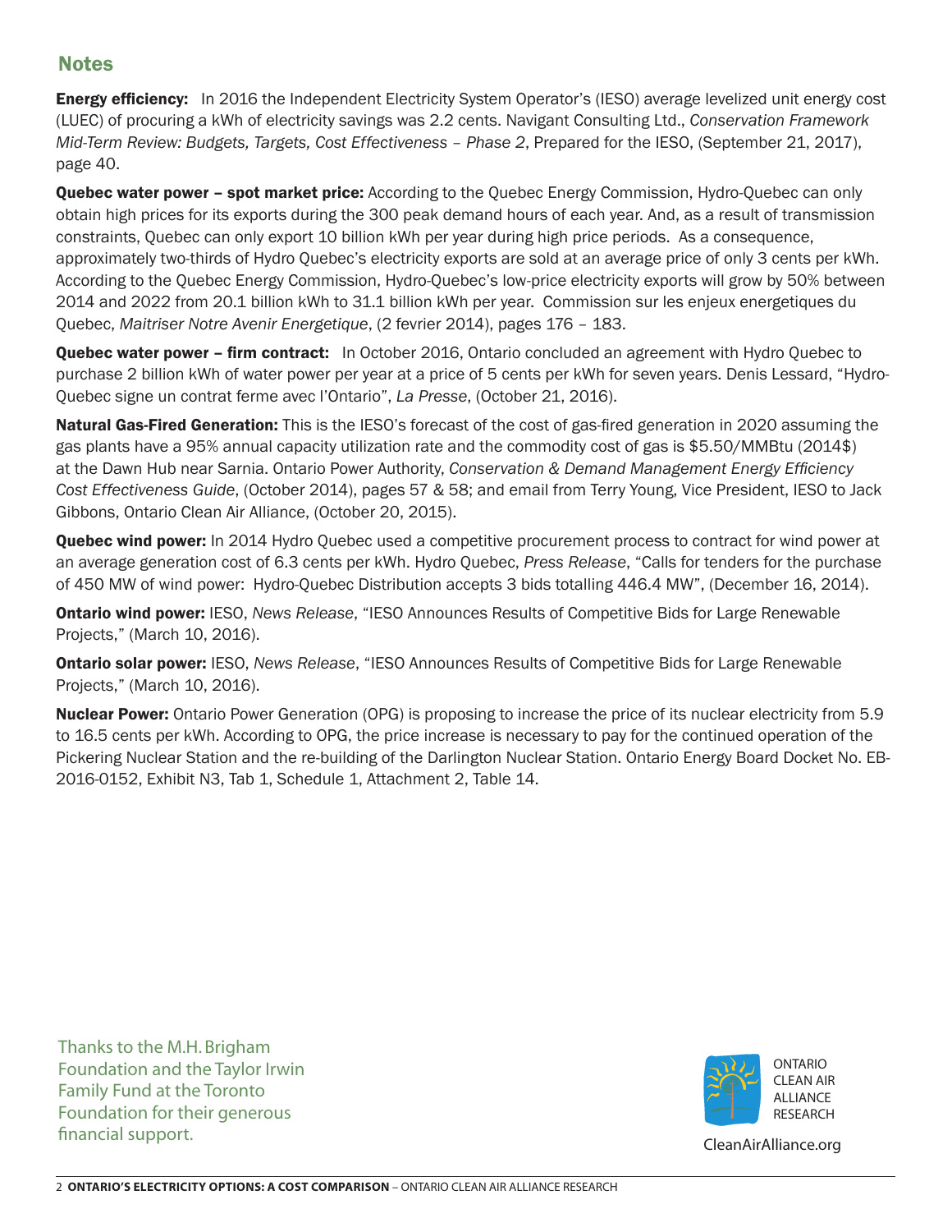## Notes

**Energy efficiency:** In 2016 the Independent Electricity System Operator's (IESO) average levelized unit energy cost (LUEC) of procuring a kWh of electricity savings was 2.2 cents. Navigant Consulting Ltd., *Conservation Framework Mid-Term Review: Budgets, Targets, Cost Effectiveness – Phase 2*, Prepared for the IESO, (September 21, 2017), page 40.

**Quebec water power – spot market price:** According to the Quebec Energy Commission, Hydro-Quebec can only obtain high prices for its exports during the 300 peak demand hours of each year. And, as a result of transmission constraints, Quebec can only export 10 billion kWh per year during high price periods. As a consequence, approximately two-thirds of Hydro Quebec's electricity exports are sold at an average price of only 3 cents per kWh. According to the Quebec Energy Commission, Hydro-Quebec's low-price electricity exports will grow by 50% between 2014 and 2022 from 20.1 billion kWh to 31.1 billion kWh per year. Commission sur les enjeux energetiques du Quebec, *Maitriser Notre Avenir Energetique*, (2 fevrier 2014), pages 176 – 183.

**Quebec water power – firm contract:** In October 2016, Ontario concluded an agreement with Hydro Quebec to purchase 2 billion kWh of water power per year at a price of 5 cents per kWh for seven years. Denis Lessard, "Hydro-Quebec signe un contrat ferme avec l'Ontario", *La Presse*, (October 21, 2016).

**Natural Gas-Fired Generation:** This is the IESO's forecast of the cost of gas-fired generation in 2020 assuming the gas plants have a 95% annual capacity utilization rate and the commodity cost of gas is $5.50/MMBtu (2014$) at the Dawn Hub near Sarnia. Ontario Power Authority, *Conservation & Demand Management Energy Efficiency Cost Effectiveness Guide*, (October 2014), pages 57 & 58; and email from Terry Young, Vice President, IESO to Jack Gibbons, Ontario Clean Air Alliance, (October 20, 2015).

**Quebec wind power:** In 2014 Hydro Quebec used a competitive procurement process to contract for wind power at an average generation cost of 6.3 cents per kWh. Hydro Quebec, *Press Release*, "Calls for tenders for the purchase of 450 MW of wind power: Hydro-Quebec Distribution accepts 3 bids totalling 446.4 MW", (December 16, 2014).

**Ontario wind power:** IESO, *News Release*, "IESO Announces Results of Competitive Bids for Large Renewable Projects," (March 10, 2016).

**Ontario solar power:** IESO, *News Release*, "IESO Announces Results of Competitive Bids for Large Renewable Projects," (March 10, 2016).

**Nuclear Power:** Ontario Power Generation (OPG) is proposing to increase the price of its nuclear electricity from 5.9 to 16.5 cents per kWh. According to OPG, the price increase is necessary to pay for the continued operation of the Pickering Nuclear Station and the re-building of the Darlington Nuclear Station. Ontario Energy Board Docket No. EB-2016-0152, Exhibit N3, Tab 1, Schedule 1, Attachment 2, Table 14.

Thanks to the M.H. Brigham Foundation and the Taylor Irwin Family Fund at the Toronto Foundation for their generous financial support.

ONTARIO CLEAN AIR ALLIANCE RESEARCH

CleanAirAlliance.org